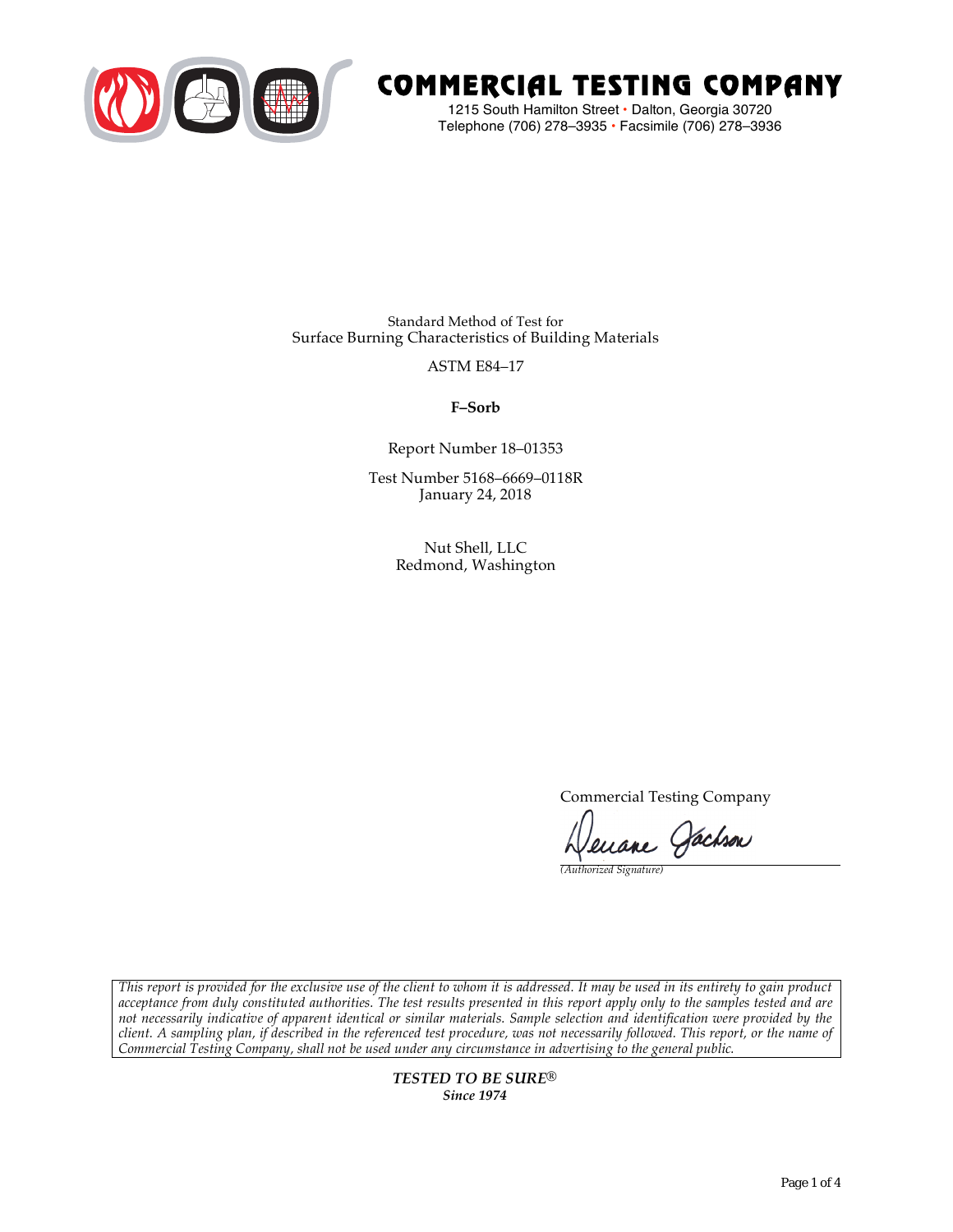# COMMERCIAL TESTING COMPANY

1215 South Hamilton Street • Dalton, Georgia 30720
Telephone (706) 278–3935 • Facsimile (706) 278–3936

Standard Method of Test for
Surface Burning Characteristics of Building Materials

ASTM E84–17

**F–Sorb**

Report Number 18–01353

Test Number 5168–6669–0118R
January 24, 2018

Nut Shell, LLC
Redmond, Washington

Commercial Testing Company

Deuane Jackson
*(Authorized Signature)*

*This report is provided for the exclusive use of the client to whom it is addressed. It may be used in its entirety to gain product acceptance from duly constituted authorities. The test results presented in this report apply only to the samples tested and are not necessarily indicative of apparent identical or similar materials. Sample selection and identification were provided by the client. A sampling plan, if described in the referenced test procedure, was not necessarily followed. This report, or the name of Commercial Testing Company, shall not be used under any circumstance in advertising to the general public.*

***TESTED TO BE SURE®***
***Since 1974***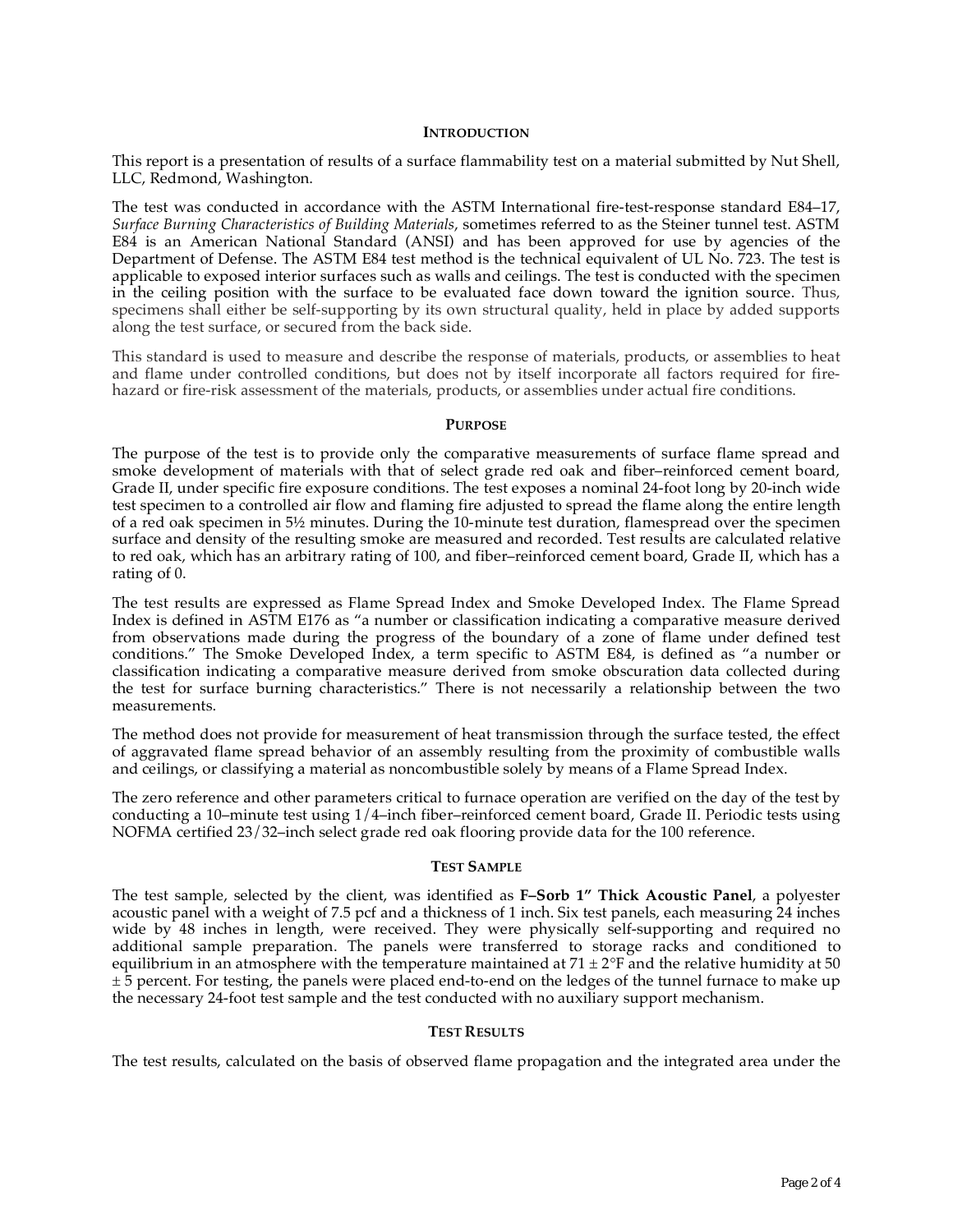## INTRODUCTION

This report is a presentation of results of a surface flammability test on a material submitted by Nut Shell, LLC, Redmond, Washington.

The test was conducted in accordance with the ASTM International fire-test-response standard E84–17, *Surface Burning Characteristics of Building Materials*, sometimes referred to as the Steiner tunnel test. ASTM E84 is an American National Standard (ANSI) and has been approved for use by agencies of the Department of Defense. The ASTM E84 test method is the technical equivalent of UL No. 723. The test is applicable to exposed interior surfaces such as walls and ceilings. The test is conducted with the specimen in the ceiling position with the surface to be evaluated face down toward the ignition source. Thus, specimens shall either be self-supporting by its own structural quality, held in place by added supports along the test surface, or secured from the back side.

This standard is used to measure and describe the response of materials, products, or assemblies to heat and flame under controlled conditions, but does not by itself incorporate all factors required for fire-hazard or fire-risk assessment of the materials, products, or assemblies under actual fire conditions.

## PURPOSE

The purpose of the test is to provide only the comparative measurements of surface flame spread and smoke development of materials with that of select grade red oak and fiber–reinforced cement board, Grade II, under specific fire exposure conditions. The test exposes a nominal 24-foot long by 20-inch wide test specimen to a controlled air flow and flaming fire adjusted to spread the flame along the entire length of a red oak specimen in 5½ minutes. During the 10-minute test duration, flamespread over the specimen surface and density of the resulting smoke are measured and recorded. Test results are calculated relative to red oak, which has an arbitrary rating of 100, and fiber–reinforced cement board, Grade II, which has a rating of 0.

The test results are expressed as Flame Spread Index and Smoke Developed Index. The Flame Spread Index is defined in ASTM E176 as "a number or classification indicating a comparative measure derived from observations made during the progress of the boundary of a zone of flame under defined test conditions." The Smoke Developed Index, a term specific to ASTM E84, is defined as "a number or classification indicating a comparative measure derived from smoke obscuration data collected during the test for surface burning characteristics." There is not necessarily a relationship between the two measurements.

The method does not provide for measurement of heat transmission through the surface tested, the effect of aggravated flame spread behavior of an assembly resulting from the proximity of combustible walls and ceilings, or classifying a material as noncombustible solely by means of a Flame Spread Index.

The zero reference and other parameters critical to furnace operation are verified on the day of the test by conducting a 10–minute test using 1/4–inch fiber–reinforced cement board, Grade II. Periodic tests using NOFMA certified 23/32–inch select grade red oak flooring provide data for the 100 reference.

## TEST SAMPLE

The test sample, selected by the client, was identified as **F–Sorb 1" Thick Acoustic Panel**, a polyester acoustic panel with a weight of 7.5 pcf and a thickness of 1 inch. Six test panels, each measuring 24 inches wide by 48 inches in length, were received. They were physically self-supporting and required no additional sample preparation. The panels were transferred to storage racks and conditioned to equilibrium in an atmosphere with the temperature maintained at 71 ± 2°F and the relative humidity at 50 ± 5 percent. For testing, the panels were placed end-to-end on the ledges of the tunnel furnace to make up the necessary 24-foot test sample and the test conducted with no auxiliary support mechanism.

## TEST RESULTS

The test results, calculated on the basis of observed flame propagation and the integrated area under the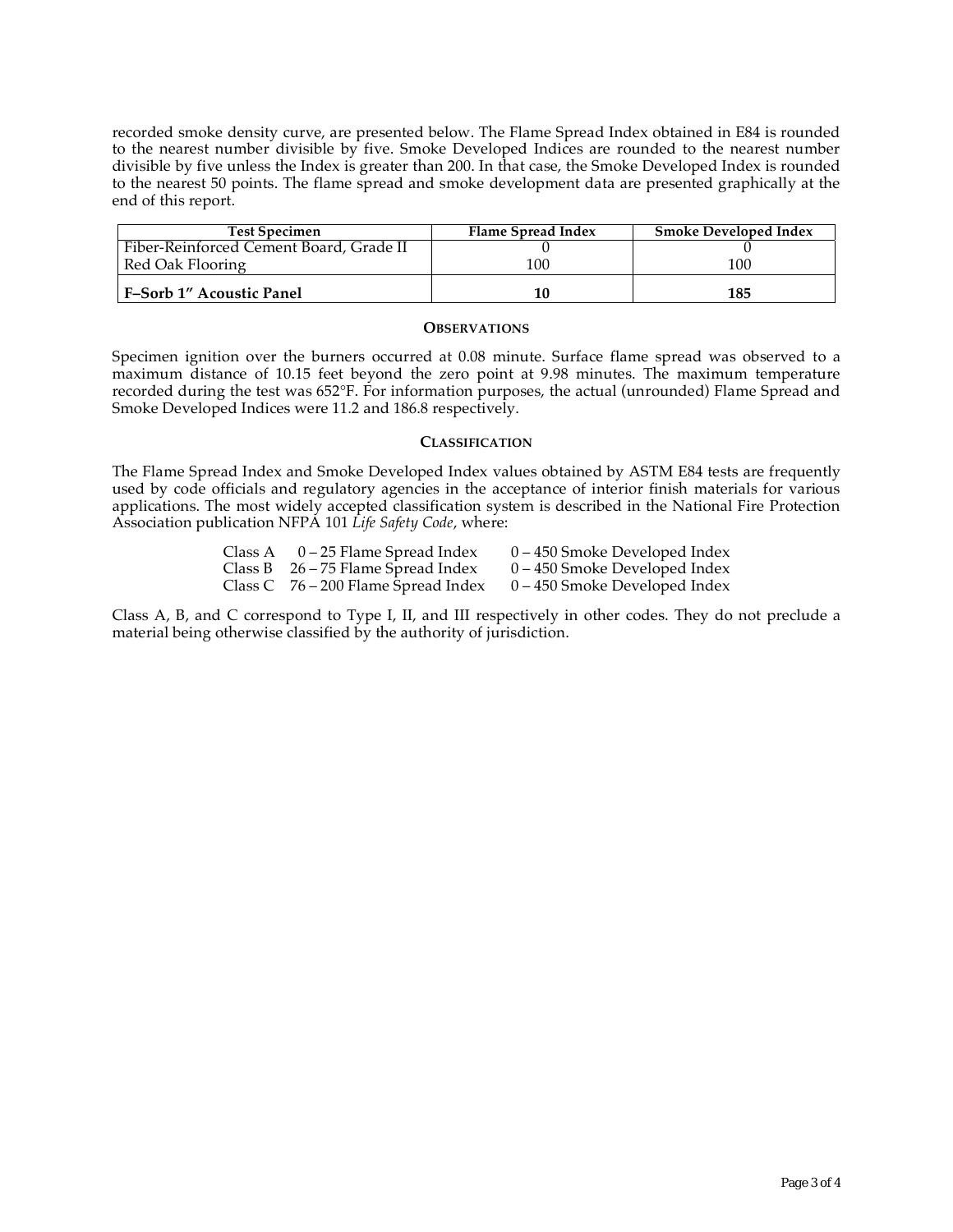recorded smoke density curve, are presented below. The Flame Spread Index obtained in E84 is rounded to the nearest number divisible by five. Smoke Developed Indices are rounded to the nearest number divisible by five unless the Index is greater than 200. In that case, the Smoke Developed Index is rounded to the nearest 50 points. The flame spread and smoke development data are presented graphically at the end of this report.

| Test Specimen | Flame Spread Index | Smoke Developed Index |
|---|---|---|
| Fiber-Reinforced Cement Board, Grade II | 0 | 0 |
| Red Oak Flooring | 100 | 100 |
| **F–Sorb 1″ Acoustic Panel** | **10** | **185** |

### Observations

Specimen ignition over the burners occurred at 0.08 minute. Surface flame spread was observed to a maximum distance of 10.15 feet beyond the zero point at 9.98 minutes. The maximum temperature recorded during the test was 652°F. For information purposes, the actual (unrounded) Flame Spread and Smoke Developed Indices were 11.2 and 186.8 respectively.

### Classification

The Flame Spread Index and Smoke Developed Index values obtained by ASTM E84 tests are frequently used by code officials and regulatory agencies in the acceptance of interior finish materials for various applications. The most widely accepted classification system is described in the National Fire Protection Association publication NFPA 101 *Life Safety Code*, where:

| | | |
|---|---|---|
| Class A | 0 – 25 Flame Spread Index | 0 – 450 Smoke Developed Index |
| Class B | 26 – 75 Flame Spread Index | 0 – 450 Smoke Developed Index |
| Class C | 76 – 200 Flame Spread Index | 0 – 450 Smoke Developed Index |

Class A, B, and C correspond to Type I, II, and III respectively in other codes. They do not preclude a material being otherwise classified by the authority of jurisdiction.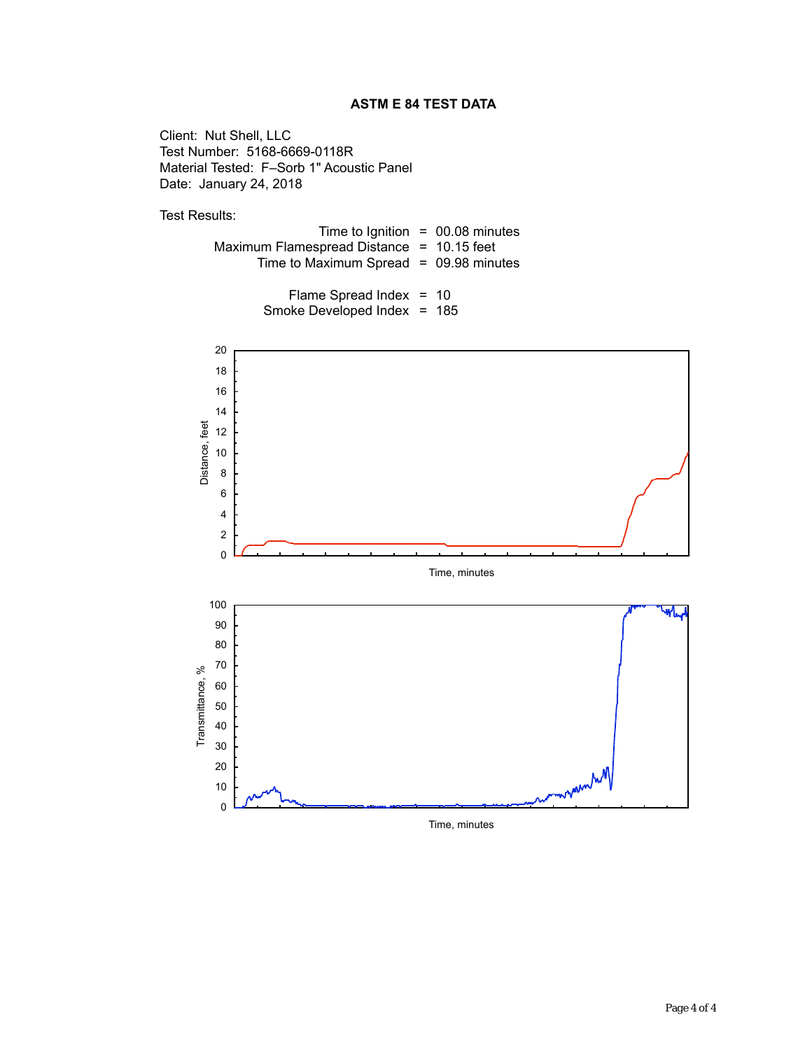# ASTM E 84 TEST DATA

Client: Nut Shell, LLC
Test Number: 5168-6669-0118R
Material Tested: F–Sorb 1" Acoustic Panel
Date: January 24, 2018

Test Results:

Time to Ignition = 00.08 minutes
Maximum Flamespread Distance = 10.15 feet
Time to Maximum Spread = 09.98 minutes

Flame Spread Index = 10
Smoke Developed Index = 185

Distance, feet
20
18
16
14
12
10
8
6
4
2
0
Time, minutes

Transmittance, %
100
90
80
70
60
50
40
30
20
10
0
Time, minutes